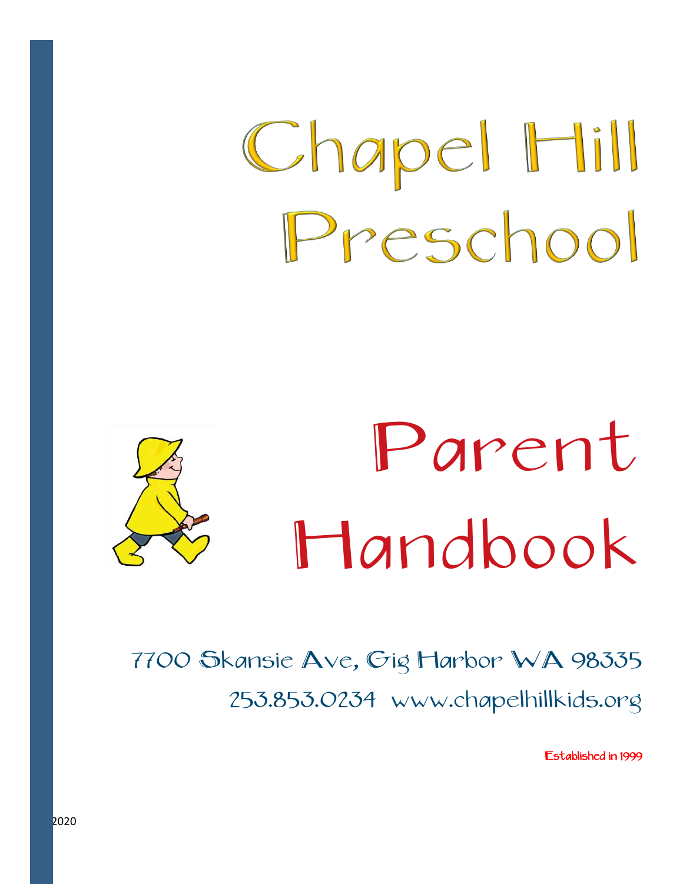# Chapel Hill Preschool

# Parent Handbook

7700 Skansie Ave, Gig Harbor WA 98335

253.853.0234 www.chapelhillkids.org

Established in 1999

2020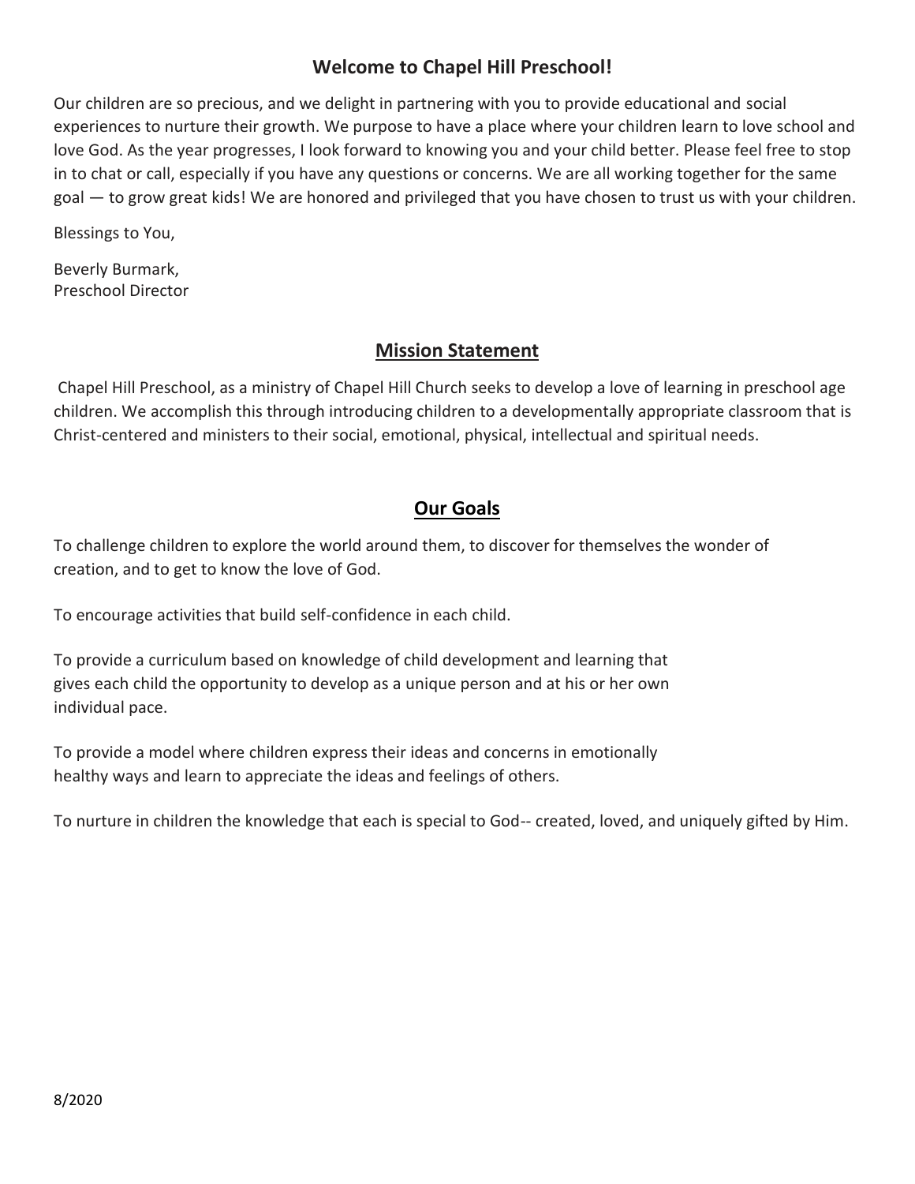## Welcome to Chapel Hill Preschool!

Our children are so precious, and we delight in partnering with you to provide educational and social experiences to nurture their growth. We purpose to have a place where your children learn to love school and love God. As the year progresses, I look forward to knowing you and your child better. Please feel free to stop in to chat or call, especially if you have any questions or concerns. We are all working together for the same goal — to grow great kids! We are honored and privileged that you have chosen to trust us with your children.

Blessings to You,

Beverly Burmark,
Preschool Director

## Mission Statement

Chapel Hill Preschool, as a ministry of Chapel Hill Church seeks to develop a love of learning in preschool age children. We accomplish this through introducing children to a developmentally appropriate classroom that is Christ-centered and ministers to their social, emotional, physical, intellectual and spiritual needs.

## Our Goals

To challenge children to explore the world around them, to discover for themselves the wonder of creation, and to get to know the love of God.

To encourage activities that build self-confidence in each child.

To provide a curriculum based on knowledge of child development and learning that gives each child the opportunity to develop as a unique person and at his or her own individual pace.

To provide a model where children express their ideas and concerns in emotionally healthy ways and learn to appreciate the ideas and feelings of others.

To nurture in children the knowledge that each is special to God-- created, loved, and uniquely gifted by Him.

8/2020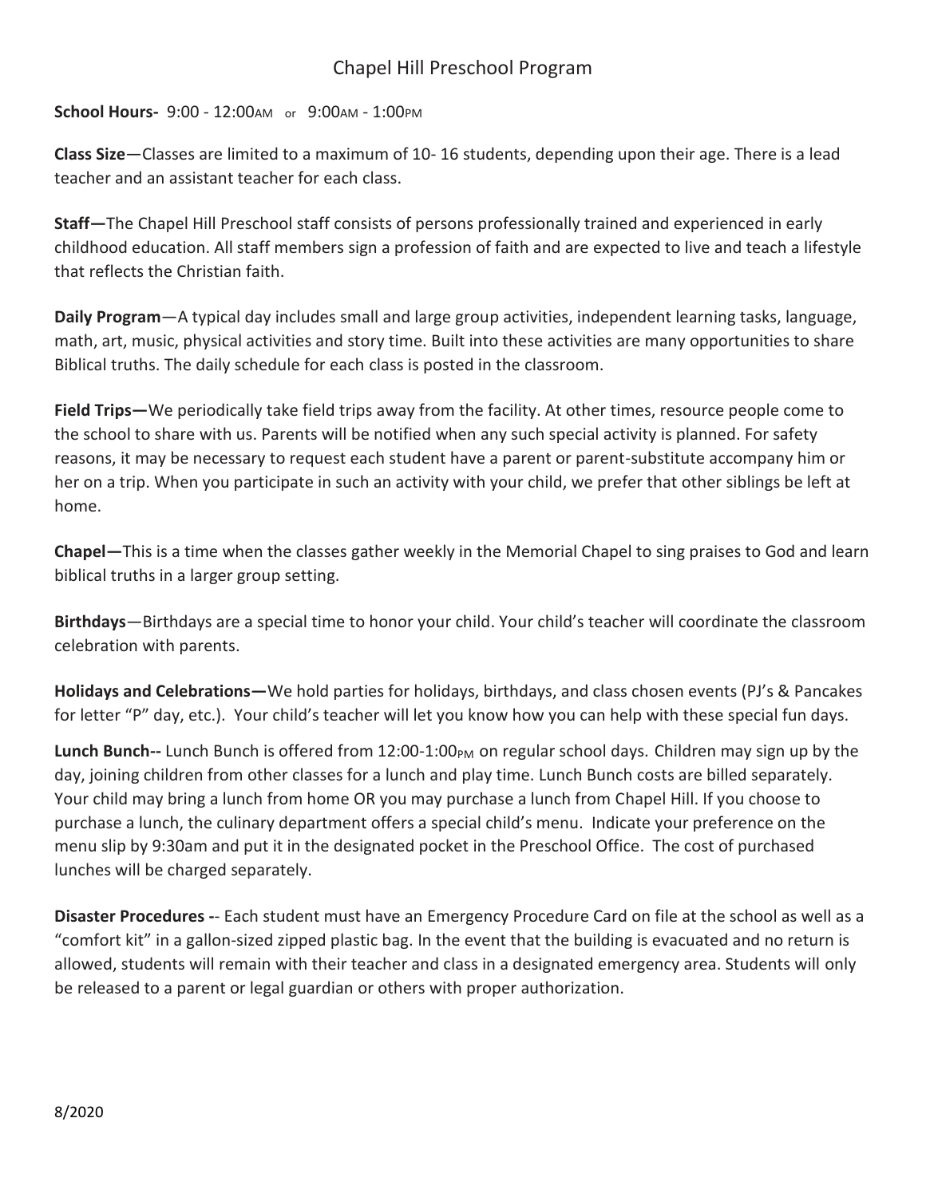# Chapel Hill Preschool Program

**School Hours-** 9:00 - 12:00AM or 9:00AM - 1:00PM

**Class Size**—Classes are limited to a maximum of 10- 16 students, depending upon their age. There is a lead teacher and an assistant teacher for each class.

**Staff—**The Chapel Hill Preschool staff consists of persons professionally trained and experienced in early childhood education. All staff members sign a profession of faith and are expected to live and teach a lifestyle that reflects the Christian faith.

**Daily Program**—A typical day includes small and large group activities, independent learning tasks, language, math, art, music, physical activities and story time. Built into these activities are many opportunities to share Biblical truths. The daily schedule for each class is posted in the classroom.

**Field Trips—**We periodically take field trips away from the facility. At other times, resource people come to the school to share with us. Parents will be notified when any such special activity is planned. For safety reasons, it may be necessary to request each student have a parent or parent-substitute accompany him or her on a trip. When you participate in such an activity with your child, we prefer that other siblings be left at home.

**Chapel—**This is a time when the classes gather weekly in the Memorial Chapel to sing praises to God and learn biblical truths in a larger group setting.

**Birthdays**—Birthdays are a special time to honor your child. Your child's teacher will coordinate the classroom celebration with parents.

**Holidays and Celebrations—**We hold parties for holidays, birthdays, and class chosen events (PJ's & Pancakes for letter "P" day, etc.). Your child's teacher will let you know how you can help with these special fun days.

**Lunch Bunch--** Lunch Bunch is offered from 12:00-1:00PM on regular school days. Children may sign up by the day, joining children from other classes for a lunch and play time. Lunch Bunch costs are billed separately. Your child may bring a lunch from home OR you may purchase a lunch from Chapel Hill. If you choose to purchase a lunch, the culinary department offers a special child's menu. Indicate your preference on the menu slip by 9:30am and put it in the designated pocket in the Preschool Office. The cost of purchased lunches will be charged separately.

**Disaster Procedures -**- Each student must have an Emergency Procedure Card on file at the school as well as a "comfort kit" in a gallon-sized zipped plastic bag. In the event that the building is evacuated and no return is allowed, students will remain with their teacher and class in a designated emergency area. Students will only be released to a parent or legal guardian or others with proper authorization.

8/2020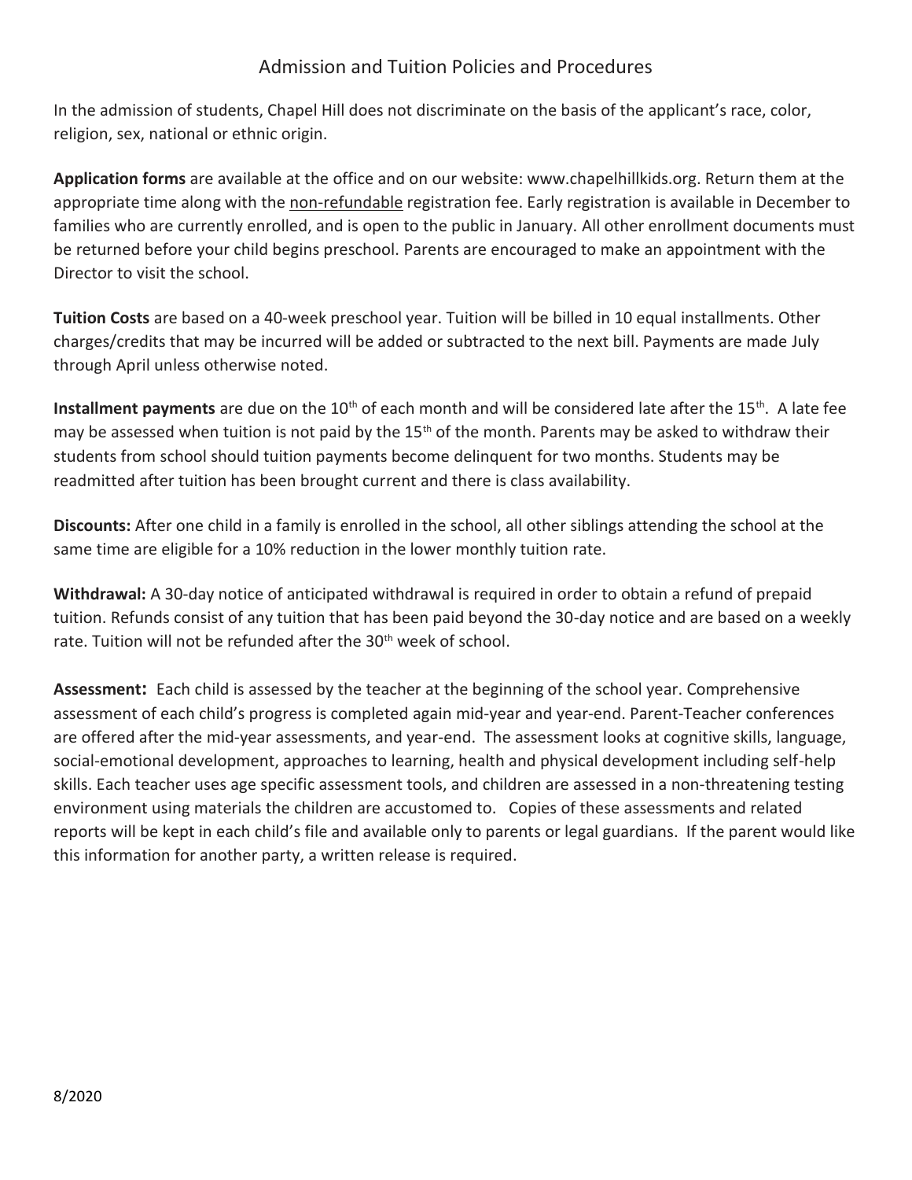# Admission and Tuition Policies and Procedures

In the admission of students, Chapel Hill does not discriminate on the basis of the applicant's race, color, religion, sex, national or ethnic origin.

**Application forms** are available at the office and on our website: www.chapelhillkids.org. Return them at the appropriate time along with the <u>non-refundable</u> registration fee. Early registration is available in December to families who are currently enrolled, and is open to the public in January. All other enrollment documents must be returned before your child begins preschool. Parents are encouraged to make an appointment with the Director to visit the school.

**Tuition Costs** are based on a 40-week preschool year. Tuition will be billed in 10 equal installments. Other charges/credits that may be incurred will be added or subtracted to the next bill. Payments are made July through April unless otherwise noted.

**Installment payments** are due on the 10th of each month and will be considered late after the 15th. A late fee may be assessed when tuition is not paid by the 15th of the month. Parents may be asked to withdraw their students from school should tuition payments become delinquent for two months. Students may be readmitted after tuition has been brought current and there is class availability.

**Discounts:** After one child in a family is enrolled in the school, all other siblings attending the school at the same time are eligible for a 10% reduction in the lower monthly tuition rate.

**Withdrawal:** A 30-day notice of anticipated withdrawal is required in order to obtain a refund of prepaid tuition. Refunds consist of any tuition that has been paid beyond the 30-day notice and are based on a weekly rate. Tuition will not be refunded after the 30th week of school.

**Assessment:** Each child is assessed by the teacher at the beginning of the school year. Comprehensive assessment of each child's progress is completed again mid-year and year-end. Parent-Teacher conferences are offered after the mid-year assessments, and year-end. The assessment looks at cognitive skills, language, social-emotional development, approaches to learning, health and physical development including self-help skills. Each teacher uses age specific assessment tools, and children are assessed in a non-threatening testing environment using materials the children are accustomed to. Copies of these assessments and related reports will be kept in each child's file and available only to parents or legal guardians. If the parent would like this information for another party, a written release is required.

8/2020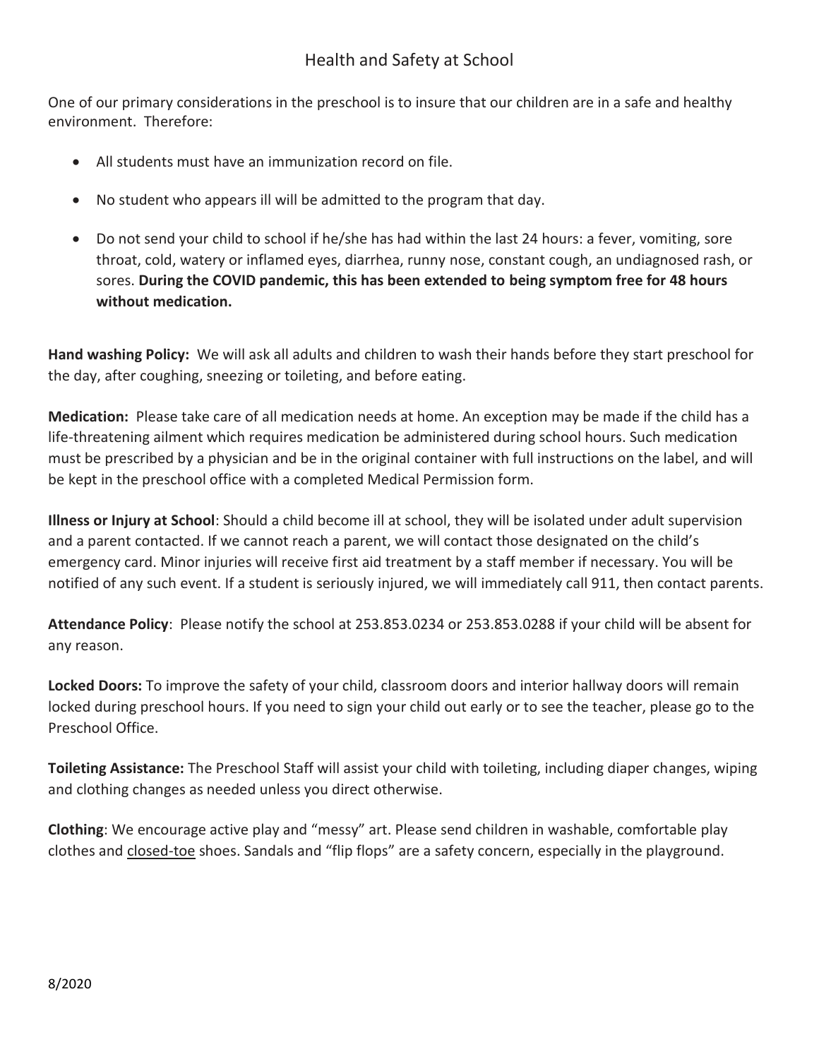# Health and Safety at School

One of our primary considerations in the preschool is to insure that our children are in a safe and healthy environment. Therefore:

- All students must have an immunization record on file.
- No student who appears ill will be admitted to the program that day.
- Do not send your child to school if he/she has had within the last 24 hours: a fever, vomiting, sore throat, cold, watery or inflamed eyes, diarrhea, runny nose, constant cough, an undiagnosed rash, or sores. **During the COVID pandemic, this has been extended to being symptom free for 48 hours without medication.**

**Hand washing Policy:** We will ask all adults and children to wash their hands before they start preschool for the day, after coughing, sneezing or toileting, and before eating.

**Medication:** Please take care of all medication needs at home. An exception may be made if the child has a life-threatening ailment which requires medication be administered during school hours. Such medication must be prescribed by a physician and be in the original container with full instructions on the label, and will be kept in the preschool office with a completed Medical Permission form.

**Illness or Injury at School**: Should a child become ill at school, they will be isolated under adult supervision and a parent contacted. If we cannot reach a parent, we will contact those designated on the child's emergency card. Minor injuries will receive first aid treatment by a staff member if necessary. You will be notified of any such event. If a student is seriously injured, we will immediately call 911, then contact parents.

**Attendance Policy**: Please notify the school at 253.853.0234 or 253.853.0288 if your child will be absent for any reason.

**Locked Doors:** To improve the safety of your child, classroom doors and interior hallway doors will remain locked during preschool hours. If you need to sign your child out early or to see the teacher, please go to the Preschool Office.

**Toileting Assistance:** The Preschool Staff will assist your child with toileting, including diaper changes, wiping and clothing changes as needed unless you direct otherwise.

**Clothing**: We encourage active play and "messy" art. Please send children in washable, comfortable play clothes and <u>closed-toe</u> shoes. Sandals and "flip flops" are a safety concern, especially in the playground.

8/2020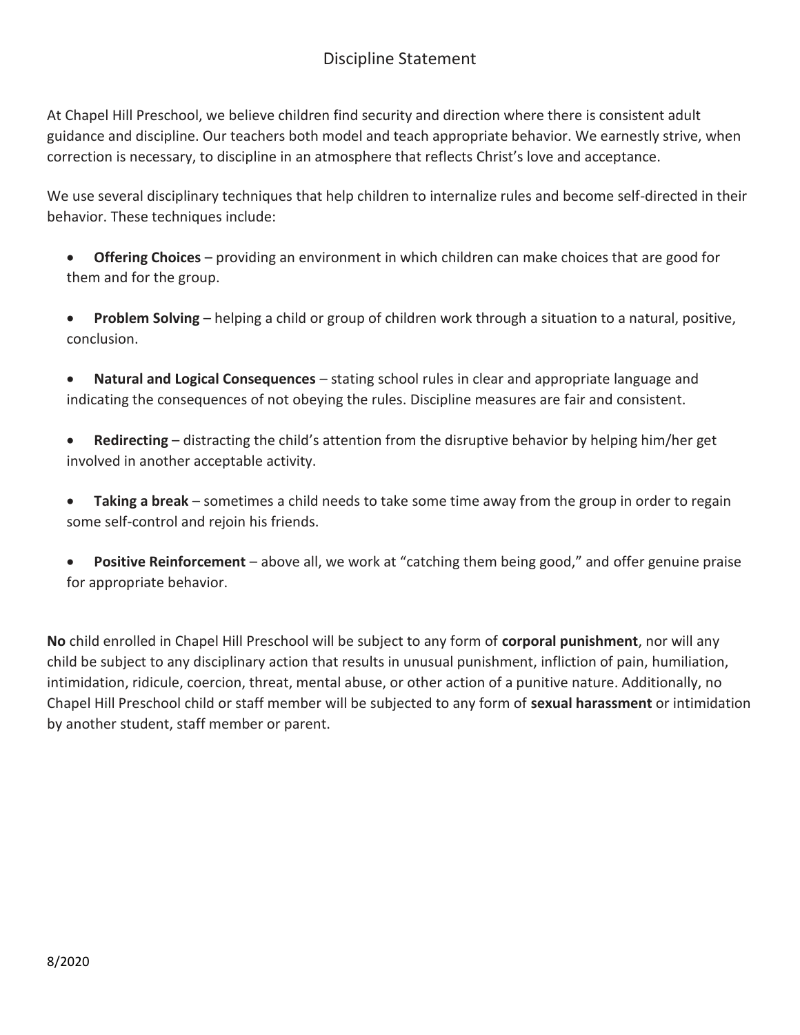# Discipline Statement

At Chapel Hill Preschool, we believe children find security and direction where there is consistent adult guidance and discipline. Our teachers both model and teach appropriate behavior. We earnestly strive, when correction is necessary, to discipline in an atmosphere that reflects Christ's love and acceptance.

We use several disciplinary techniques that help children to internalize rules and become self-directed in their behavior. These techniques include:

- **Offering Choices** – providing an environment in which children can make choices that are good for them and for the group.
- **Problem Solving** – helping a child or group of children work through a situation to a natural, positive, conclusion.
- **Natural and Logical Consequences** – stating school rules in clear and appropriate language and indicating the consequences of not obeying the rules. Discipline measures are fair and consistent.
- **Redirecting** – distracting the child's attention from the disruptive behavior by helping him/her get involved in another acceptable activity.
- **Taking a break** – sometimes a child needs to take some time away from the group in order to regain some self-control and rejoin his friends.
- **Positive Reinforcement** – above all, we work at "catching them being good," and offer genuine praise for appropriate behavior.

**No** child enrolled in Chapel Hill Preschool will be subject to any form of **corporal punishment**, nor will any child be subject to any disciplinary action that results in unusual punishment, infliction of pain, humiliation, intimidation, ridicule, coercion, threat, mental abuse, or other action of a punitive nature. Additionally, no Chapel Hill Preschool child or staff member will be subjected to any form of **sexual harassment** or intimidation by another student, staff member or parent.

8/2020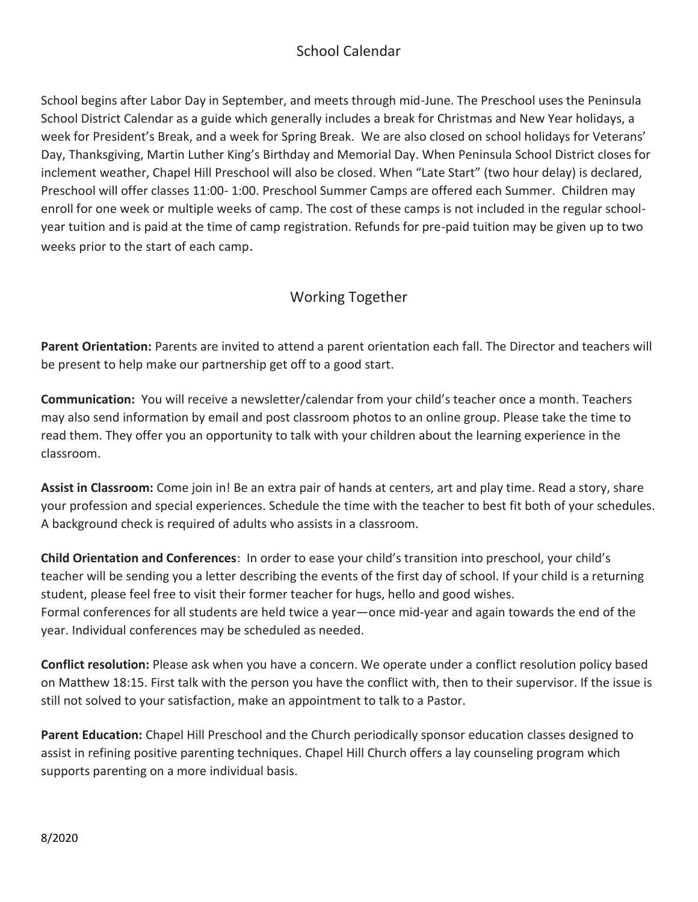## School Calendar

School begins after Labor Day in September, and meets through mid-June. The Preschool uses the Peninsula School District Calendar as a guide which generally includes a break for Christmas and New Year holidays, a week for President's Break, and a week for Spring Break. We are also closed on school holidays for Veterans' Day, Thanksgiving, Martin Luther King's Birthday and Memorial Day. When Peninsula School District closes for inclement weather, Chapel Hill Preschool will also be closed. When "Late Start" (two hour delay) is declared, Preschool will offer classes 11:00- 1:00. Preschool Summer Camps are offered each Summer. Children may enroll for one week or multiple weeks of camp. The cost of these camps is not included in the regular school-year tuition and is paid at the time of camp registration. Refunds for pre-paid tuition may be given up to two weeks prior to the start of each camp.

## Working Together

**Parent Orientation:** Parents are invited to attend a parent orientation each fall. The Director and teachers will be present to help make our partnership get off to a good start.

**Communication:** You will receive a newsletter/calendar from your child's teacher once a month. Teachers may also send information by email and post classroom photos to an online group. Please take the time to read them. They offer you an opportunity to talk with your children about the learning experience in the classroom.

**Assist in Classroom:** Come join in! Be an extra pair of hands at centers, art and play time. Read a story, share your profession and special experiences. Schedule the time with the teacher to best fit both of your schedules. A background check is required of adults who assists in a classroom.

**Child Orientation and Conferences**: In order to ease your child's transition into preschool, your child's teacher will be sending you a letter describing the events of the first day of school. If your child is a returning student, please feel free to visit their former teacher for hugs, hello and good wishes.
Formal conferences for all students are held twice a year—once mid-year and again towards the end of the year. Individual conferences may be scheduled as needed.

**Conflict resolution:** Please ask when you have a concern. We operate under a conflict resolution policy based on Matthew 18:15. First talk with the person you have the conflict with, then to their supervisor. If the issue is still not solved to your satisfaction, make an appointment to talk to a Pastor.

**Parent Education:** Chapel Hill Preschool and the Church periodically sponsor education classes designed to assist in refining positive parenting techniques. Chapel Hill Church offers a lay counseling program which supports parenting on a more individual basis.

8/2020